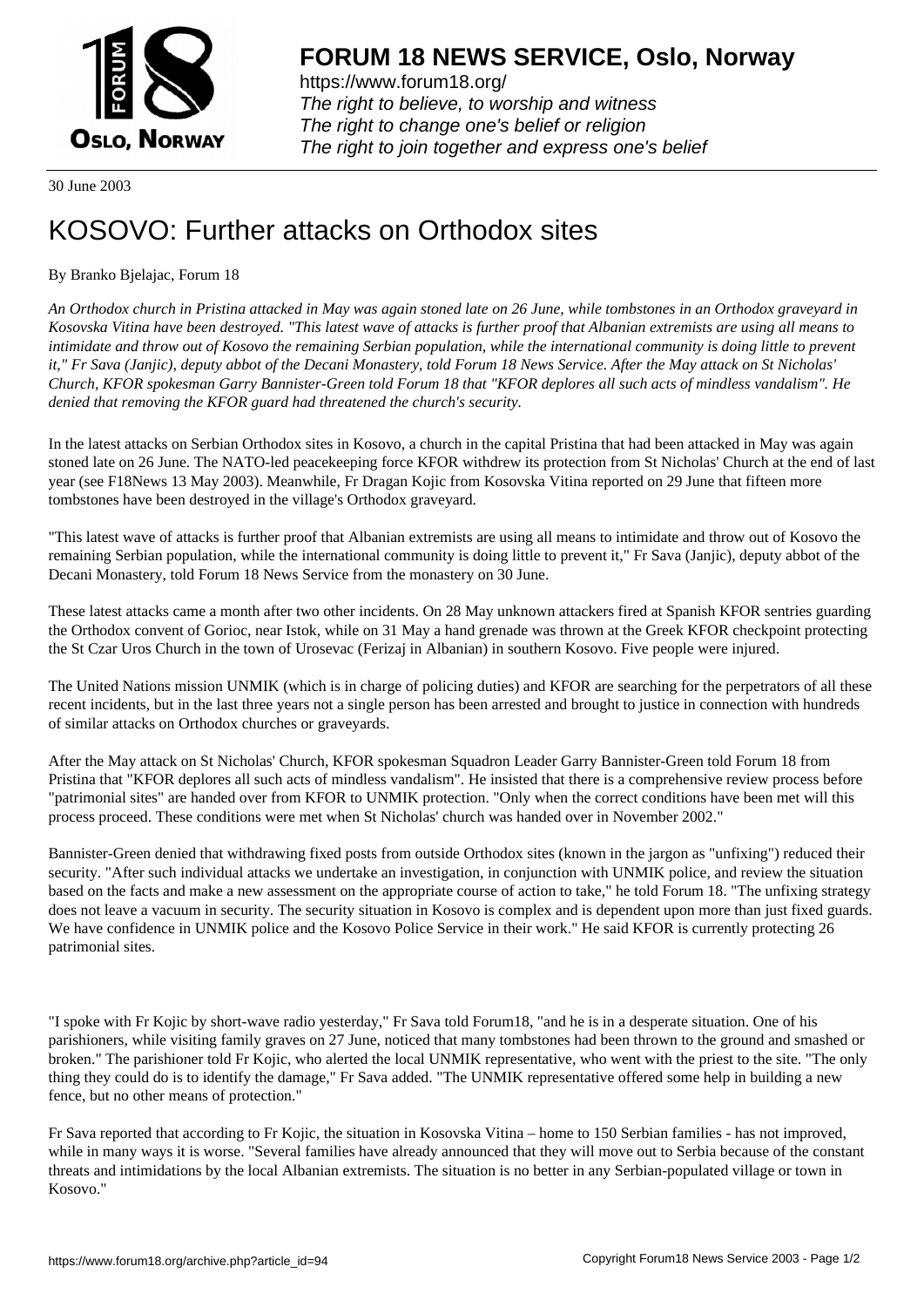30 June 2003

# KOSOVO: Further attacks on Orthodox sites

By Branko Bjelajac, Forum 18

*An Orthodox church in Pristina attacked in May was again stoned late on 26 June, while tombstones in an Orthodox graveyard in Kosovska Vitina have been destroyed. "This latest wave of attacks is further proof that Albanian extremists are using all means to intimidate and throw out of Kosovo the remaining Serbian population, while the international community is doing little to prevent it," Fr Sava (Janjic), deputy abbot of the Decani Monastery, told Forum 18 News Service. After the May attack on St Nicholas' Church, KFOR spokesman Garry Bannister-Green told Forum 18 that "KFOR deplores all such acts of mindless vandalism". He denied that removing the KFOR guard had threatened the church's security.*

In the latest attacks on Serbian Orthodox sites in Kosovo, a church in the capital Pristina that had been attacked in May was again stoned late on 26 June. The NATO-led peacekeeping force KFOR withdrew its protection from St Nicholas' Church at the end of last year (see F18News 13 May 2003). Meanwhile, Fr Dragan Kojic from Kosovska Vitina reported on 29 June that fifteen more tombstones have been destroyed in the village's Orthodox graveyard.

"This latest wave of attacks is further proof that Albanian extremists are using all means to intimidate and throw out of Kosovo the remaining Serbian population, while the international community is doing little to prevent it," Fr Sava (Janjic), deputy abbot of the Decani Monastery, told Forum 18 News Service from the monastery on 30 June.

These latest attacks came a month after two other incidents. On 28 May unknown attackers fired at Spanish KFOR sentries guarding the Orthodox convent of Gorioc, near Istok, while on 31 May a hand grenade was thrown at the Greek KFOR checkpoint protecting the St Czar Uros Church in the town of Urosevac (Ferizaj in Albanian) in southern Kosovo. Five people were injured.

The United Nations mission UNMIK (which is in charge of policing duties) and KFOR are searching for the perpetrators of all these recent incidents, but in the last three years not a single person has been arrested and brought to justice in connection with hundreds of similar attacks on Orthodox churches or graveyards.

After the May attack on St Nicholas' Church, KFOR spokesman Squadron Leader Garry Bannister-Green told Forum 18 from Pristina that "KFOR deplores all such acts of mindless vandalism". He insisted that there is a comprehensive review process before "patrimonial sites" are handed over from KFOR to UNMIK protection. "Only when the correct conditions have been met will this process proceed. These conditions were met when St Nicholas' church was handed over in November 2002."

Bannister-Green denied that withdrawing fixed posts from outside Orthodox sites (known in the jargon as "unfixing") reduced their security. "After such individual attacks we undertake an investigation, in conjunction with UNMIK police, and review the situation based on the facts and make a new assessment on the appropriate course of action to take," he told Forum 18. "The unfixing strategy does not leave a vacuum in security. The security situation in Kosovo is complex and is dependent upon more than just fixed guards. We have confidence in UNMIK police and the Kosovo Police Service in their work." He said KFOR is currently protecting 26 patrimonial sites.

"I spoke with Fr Kojic by short-wave radio yesterday," Fr Sava told Forum18, "and he is in a desperate situation. One of his parishioners, while visiting family graves on 27 June, noticed that many tombstones had been thrown to the ground and smashed or broken." The parishioner told Fr Kojic, who alerted the local UNMIK representative, who went with the priest to the site. "The only thing they could do is to identify the damage," Fr Sava added. "The UNMIK representative offered some help in building a new fence, but no other means of protection."

Fr Sava reported that according to Fr Kojic, the situation in Kosovska Vitina – home to 150 Serbian families - has not improved, while in many ways it is worse. "Several families have already announced that they will move out to Serbia because of the constant threats and intimidations by the local Albanian extremists. The situation is no better in any Serbian-populated village or town in Kosovo."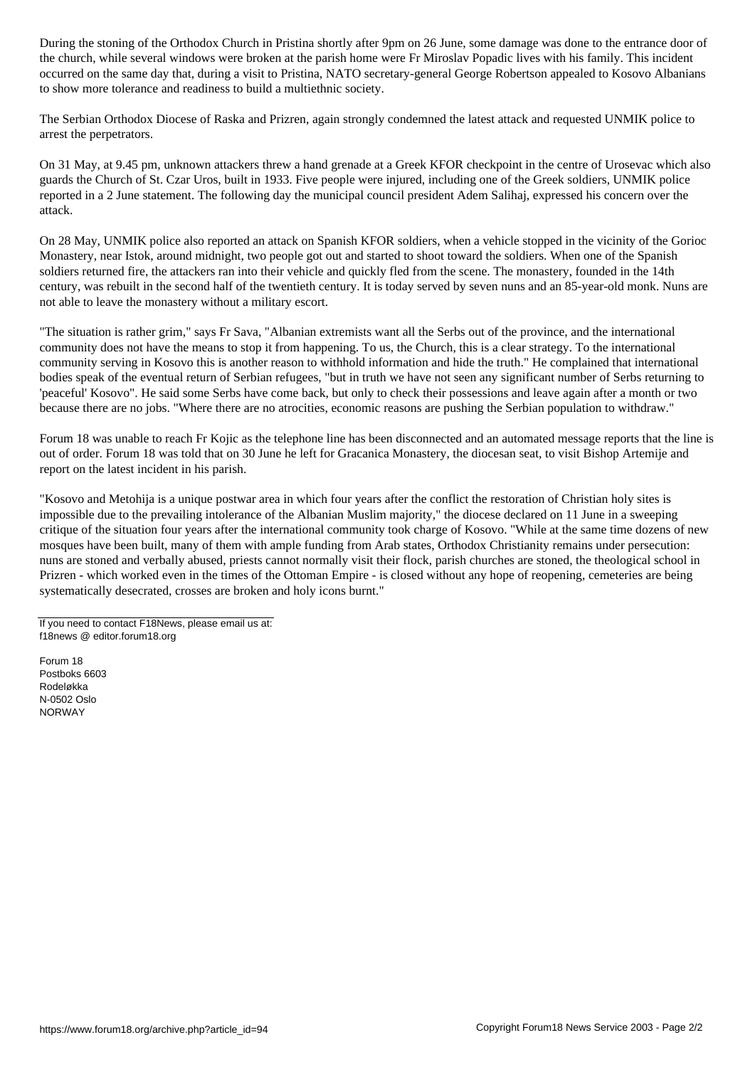During the stoning of the Orthodox Church in Pristina shortly after 9pm on 26 June, some damage was done to the entrance door of the church, while several windows were broken at the parish home were Fr Miroslav Popadic lives with his family. This incident occurred on the same day that, during a visit to Pristina, NATO secretary-general George Robertson appealed to Kosovo Albanians to show more tolerance and readiness to build a multiethnic society.

The Serbian Orthodox Diocese of Raska and Prizren, again strongly condemned the latest attack and requested UNMIK police to arrest the perpetrators.

On 31 May, at 9.45 pm, unknown attackers threw a hand grenade at a Greek KFOR checkpoint in the centre of Urosevac which also guards the Church of St. Czar Uros, built in 1933. Five people were injured, including one of the Greek soldiers, UNMIK police reported in a 2 June statement. The following day the municipal council president Adem Salihaj, expressed his concern over the attack.

On 28 May, UNMIK police also reported an attack on Spanish KFOR soldiers, when a vehicle stopped in the vicinity of the Gorioc Monastery, near Istok, around midnight, two people got out and started to shoot toward the soldiers. When one of the Spanish soldiers returned fire, the attackers ran into their vehicle and quickly fled from the scene. The monastery, founded in the 14th century, was rebuilt in the second half of the twentieth century. It is today served by seven nuns and an 85-year-old monk. Nuns are not able to leave the monastery without a military escort.

"The situation is rather grim," says Fr Sava, "Albanian extremists want all the Serbs out of the province, and the international community does not have the means to stop it from happening. To us, the Church, this is a clear strategy. To the international community serving in Kosovo this is another reason to withhold information and hide the truth." He complained that international bodies speak of the eventual return of Serbian refugees, "but in truth we have not seen any significant number of Serbs returning to 'peaceful' Kosovo". He said some Serbs have come back, but only to check their possessions and leave again after a month or two because there are no jobs. "Where there are no atrocities, economic reasons are pushing the Serbian population to withdraw."

Forum 18 was unable to reach Fr Kojic as the telephone line has been disconnected and an automated message reports that the line is out of order. Forum 18 was told that on 30 June he left for Gracanica Monastery, the diocesan seat, to visit Bishop Artemije and report on the latest incident in his parish.

"Kosovo and Metohija is a unique postwar area in which four years after the conflict the restoration of Christian holy sites is impossible due to the prevailing intolerance of the Albanian Muslim majority," the diocese declared on 11 June in a sweeping critique of the situation four years after the international community took charge of Kosovo. "While at the same time dozens of new mosques have been built, many of them with ample funding from Arab states, Orthodox Christianity remains under persecution: nuns are stoned and verbally abused, priests cannot normally visit their flock, parish churches are stoned, the theological school in Prizren - which worked even in the times of the Ottoman Empire - is closed without any hope of reopening, cemeteries are being systematically desecrated, crosses are broken and holy icons burnt."

---

If you need to contact F18News, please email us at:
f18news @ editor.forum18.org

Forum 18
Postboks 6603
Rodeløkka
N-0502 Oslo
NORWAY